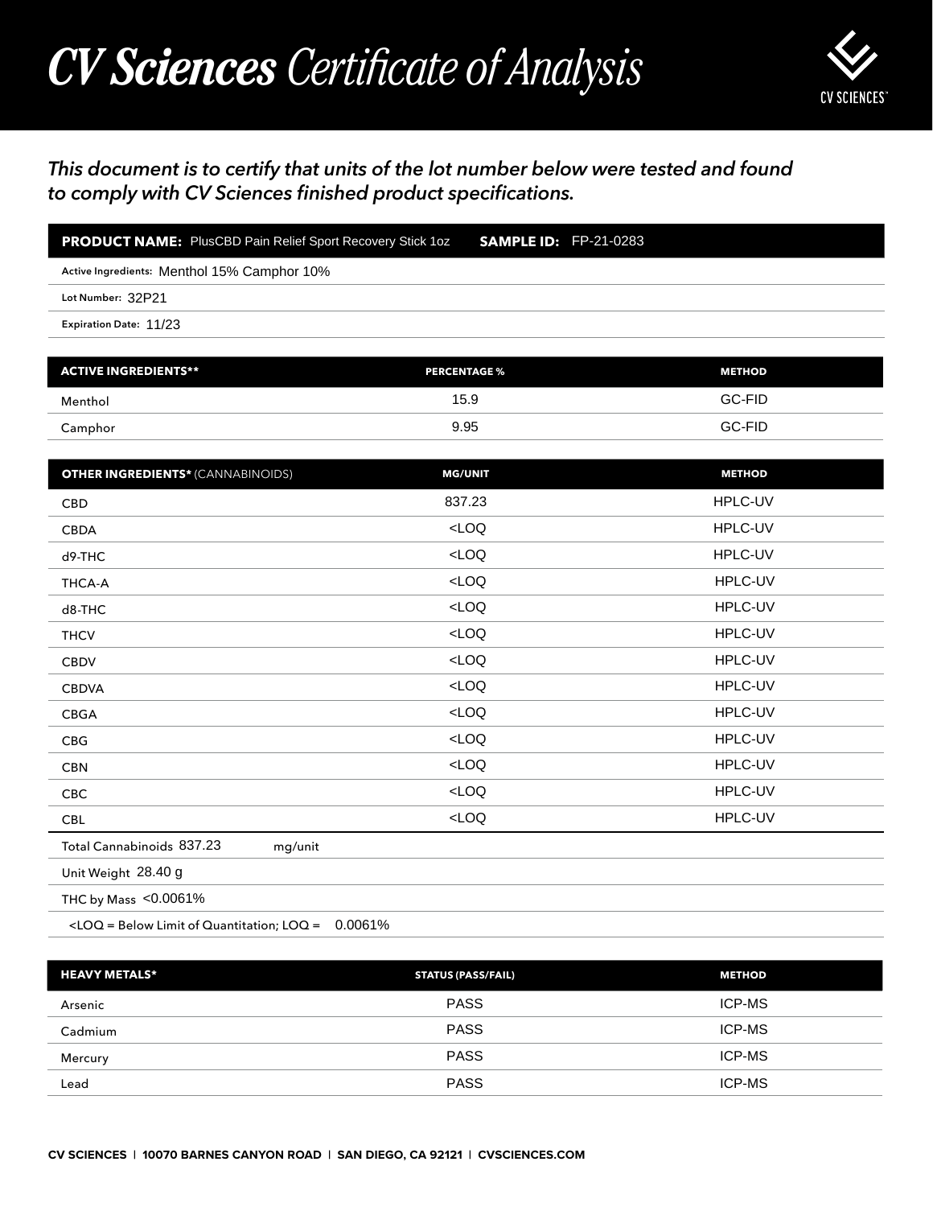# ***CV Sciences** Certificate of Analysis*

CV SCIENCES

*This document is to certify that units of the lot number below were tested and found to comply with CV Sciences finished product specifications.*

**PRODUCT NAME:** PlusCBD Pain Relief Sport Recovery Stick 1oz **SAMPLE ID:** FP-21-0283

Active Ingredients: Menthol 15% Camphor 10%

Lot Number: 32P21

Expiration Date: 11/23

| ACTIVE INGREDIENTS** | PERCENTAGE % | METHOD |
| --- | --- | --- |
| Menthol | 15.9 | GC-FID |
| Camphor | 9.95 | GC-FID |

| OTHER INGREDIENTS* (CANNABINOIDS) | MG/UNIT | METHOD |
| --- | --- | --- |
| CBD | 837.23 | HPLC-UV |
| CBDA | <LOQ | HPLC-UV |
| d9-THC | <LOQ | HPLC-UV |
| THCA-A | <LOQ | HPLC-UV |
| d8-THC | <LOQ | HPLC-UV |
| THCV | <LOQ | HPLC-UV |
| CBDV | <LOQ | HPLC-UV |
| CBDVA | <LOQ | HPLC-UV |
| CBGA | <LOQ | HPLC-UV |
| CBG | <LOQ | HPLC-UV |
| CBN | <LOQ | HPLC-UV |
| CBC | <LOQ | HPLC-UV |
| CBL | <LOQ | HPLC-UV |

Total Cannabinoids 837.23 mg/unit

Unit Weight 28.40 g

THC by Mass <0.0061%

<LOQ = Below Limit of Quantitation; LOQ = 0.0061%

| HEAVY METALS* | STATUS (PASS/FAIL) | METHOD |
| --- | --- | --- |
| Arsenic | PASS | ICP-MS |
| Cadmium | PASS | ICP-MS |
| Mercury | PASS | ICP-MS |
| Lead | PASS | ICP-MS |

**CV SCIENCES | 10070 BARNES CANYON ROAD | SAN DIEGO, CA 92121 | CVSCIENCES.COM**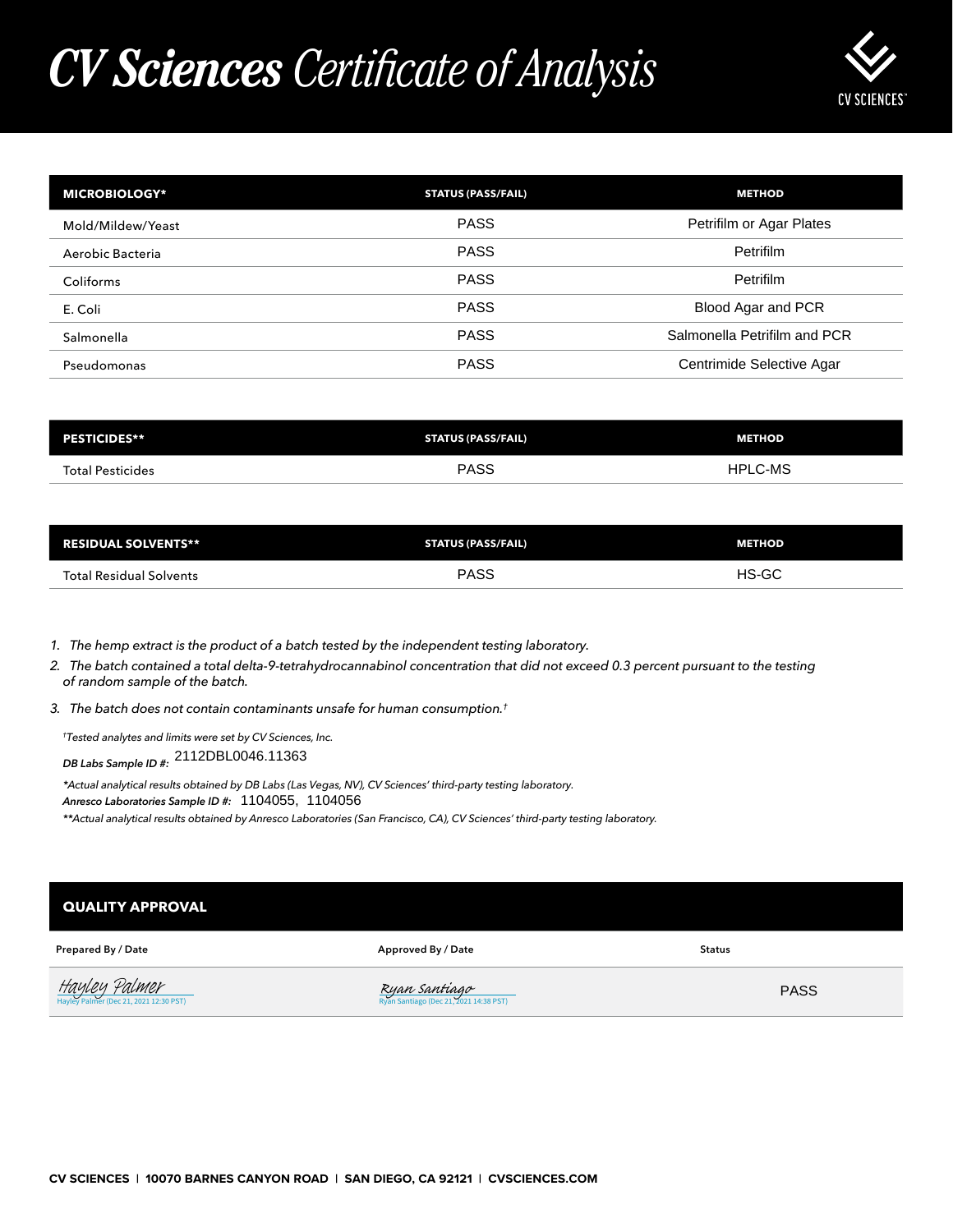# *CV Sciences* Certificate of Analysis

| MICROBIOLOGY* | STATUS (PASS/FAIL) | METHOD |
|---|---|---|
| Mold/Mildew/Yeast | PASS | Petrifilm or Agar Plates |
| Aerobic Bacteria | PASS | Petrifilm |
| Coliforms | PASS | Petrifilm |
| E. Coli | PASS | Blood Agar and PCR |
| Salmonella | PASS | Salmonella Petrifilm and PCR |
| Pseudomonas | PASS | Centrimide Selective Agar |

| PESTICIDES** | STATUS (PASS/FAIL) | METHOD |
|---|---|---|
| Total Pesticides | PASS | HPLC-MS |

| RESIDUAL SOLVENTS** | STATUS (PASS/FAIL) | METHOD |
|---|---|---|
| Total Residual Solvents | PASS | HS-GC |

1. *The hemp extract is the product of a batch tested by the independent testing laboratory.*
2. *The batch contained a total delta-9-tetrahydrocannabinol concentration that did not exceed 0.3 percent pursuant to the testing of random sample of the batch.*
3. *The batch does not contain contaminants unsafe for human consumption.†*

*†Tested analytes and limits were set by CV Sciences, Inc.*

***DB Labs Sample ID #:*** 2112DBL0046.11363

*\*Actual analytical results obtained by DB Labs (Las Vegas, NV), CV Sciences' third-party testing laboratory.*

***Anresco Laboratories Sample ID #:*** 1104055, 1104056

*\*\*Actual analytical results obtained by Anresco Laboratories (San Francisco, CA), CV Sciences' third-party testing laboratory.*

## QUALITY APPROVAL

| Prepared By / Date | Approved By / Date | Status |
|---|---|---|
| Hayley Palmer<br>Hayley Palmer (Dec 21, 2021 12:30 PST) | Ryan Santiago<br>Ryan Santiago (Dec 21, 2021 14:38 PST) | PASS |

**CV SCIENCES | 10070 BARNES CANYON ROAD | SAN DIEGO, CA 92121 | CVSCIENCES.COM**